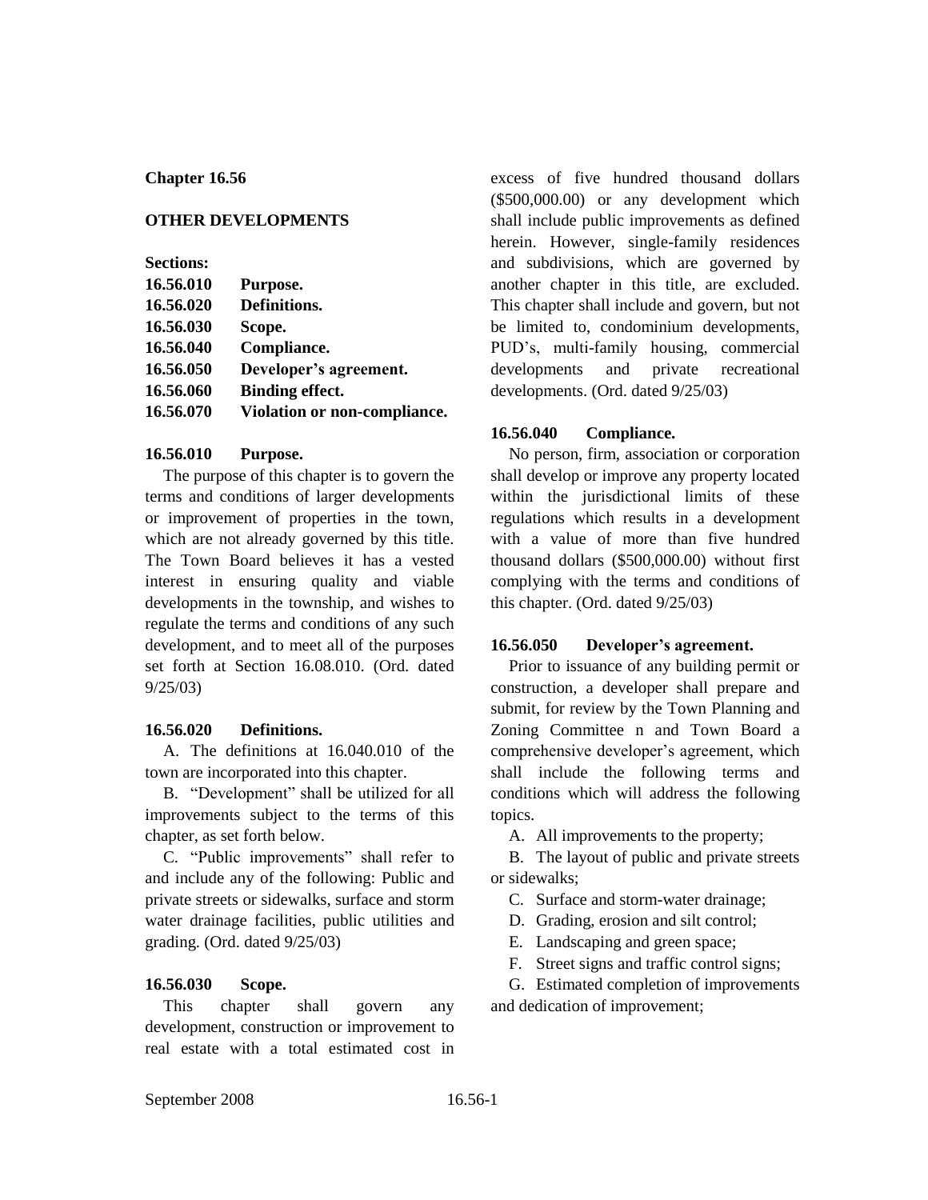**Chapter 16.56**

**OTHER DEVELOPMENTS**

**Sections:**

| | |
|---|---|
| **16.56.010** | **Purpose.** |
| **16.56.020** | **Definitions.** |
| **16.56.030** | **Scope.** |
| **16.56.040** | **Compliance.** |
| **16.56.050** | **Developer's agreement.** |
| **16.56.060** | **Binding effect.** |
| **16.56.070** | **Violation or non-compliance.** |

**16.56.010 Purpose.**

The purpose of this chapter is to govern the terms and conditions of larger developments or improvement of properties in the town, which are not already governed by this title. The Town Board believes it has a vested interest in ensuring quality and viable developments in the township, and wishes to regulate the terms and conditions of any such development, and to meet all of the purposes set forth at Section 16.08.010. (Ord. dated 9/25/03)

**16.56.020 Definitions.**

A. The definitions at 16.040.010 of the town are incorporated into this chapter.

B. "Development" shall be utilized for all improvements subject to the terms of this chapter, as set forth below.

C. "Public improvements" shall refer to and include any of the following: Public and private streets or sidewalks, surface and storm water drainage facilities, public utilities and grading. (Ord. dated 9/25/03)

**16.56.030 Scope.**

This chapter shall govern any development, construction or improvement to real estate with a total estimated cost in excess of five hundred thousand dollars ($500,000.00) or any development which shall include public improvements as defined herein. However, single-family residences and subdivisions, which are governed by another chapter in this title, are excluded. This chapter shall include and govern, but not be limited to, condominium developments, PUD's, multi-family housing, commercial developments and private recreational developments. (Ord. dated 9/25/03)

**16.56.040 Compliance.**

No person, firm, association or corporation shall develop or improve any property located within the jurisdictional limits of these regulations which results in a development with a value of more than five hundred thousand dollars ($500,000.00) without first complying with the terms and conditions of this chapter. (Ord. dated 9/25/03)

**16.56.050 Developer's agreement.**

Prior to issuance of any building permit or construction, a developer shall prepare and submit, for review by the Town Planning and Zoning Committee n and Town Board a comprehensive developer's agreement, which shall include the following terms and conditions which will address the following topics.

A. All improvements to the property;

B. The layout of public and private streets or sidewalks;

C. Surface and storm-water drainage;

D. Grading, erosion and silt control;

E. Landscaping and green space;

F. Street signs and traffic control signs;

G. Estimated completion of improvements and dedication of improvement;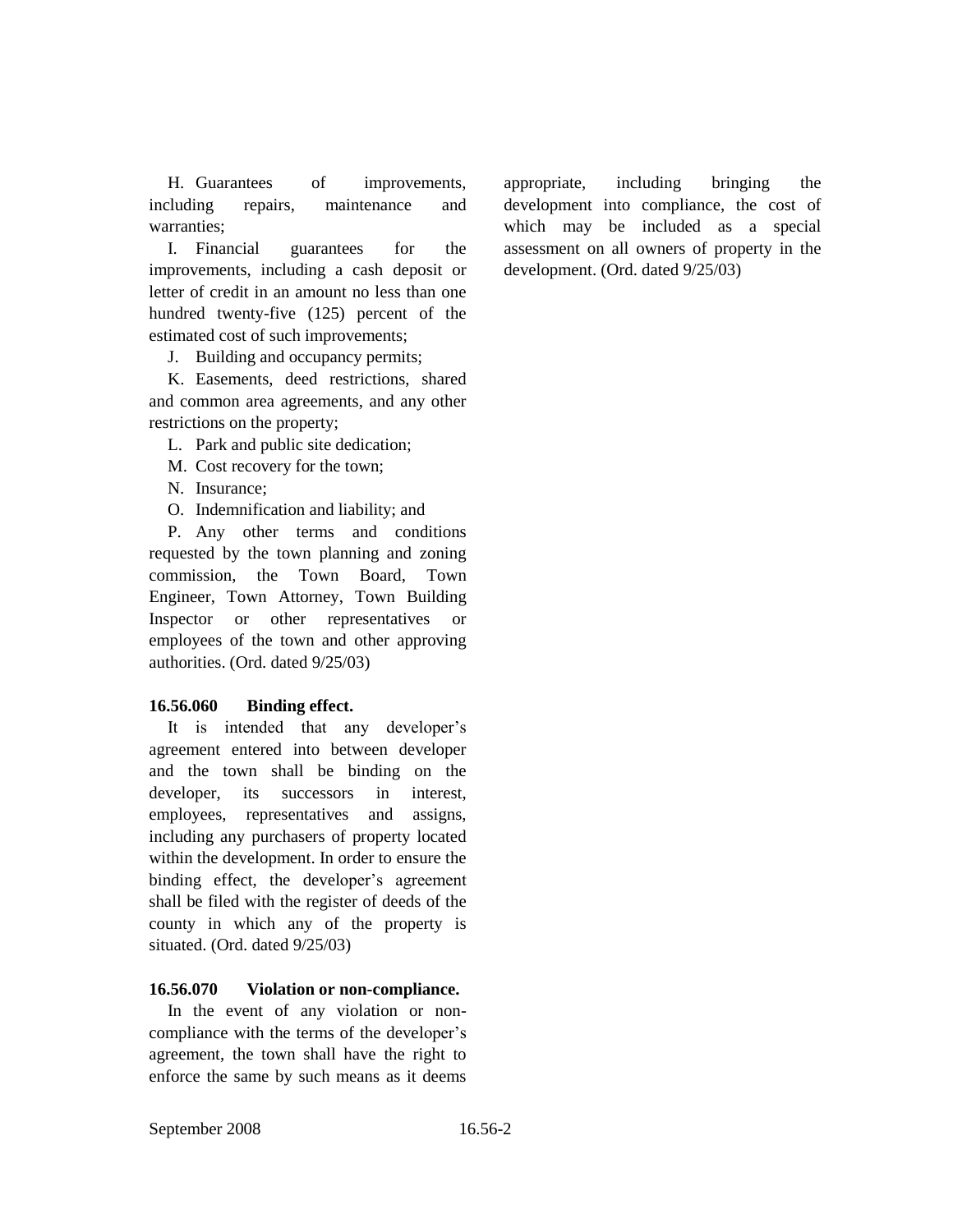H. Guarantees of improvements, including repairs, maintenance and warranties;

I. Financial guarantees for the improvements, including a cash deposit or letter of credit in an amount no less than one hundred twenty-five (125) percent of the estimated cost of such improvements;

J. Building and occupancy permits;

K. Easements, deed restrictions, shared and common area agreements, and any other restrictions on the property;

L. Park and public site dedication;

M. Cost recovery for the town;

N. Insurance;

O. Indemnification and liability; and

P. Any other terms and conditions requested by the town planning and zoning commission, the Town Board, Town Engineer, Town Attorney, Town Building Inspector or other representatives or employees of the town and other approving authorities. (Ord. dated 9/25/03)

**16.56.060 Binding effect.**

It is intended that any developer's agreement entered into between developer and the town shall be binding on the developer, its successors in interest, employees, representatives and assigns, including any purchasers of property located within the development. In order to ensure the binding effect, the developer's agreement shall be filed with the register of deeds of the county in which any of the property is situated. (Ord. dated 9/25/03)

**16.56.070 Violation or non-compliance.**

In the event of any violation or non-compliance with the terms of the developer's agreement, the town shall have the right to enforce the same by such means as it deems appropriate, including bringing the development into compliance, the cost of which may be included as a special assessment on all owners of property in the development. (Ord. dated 9/25/03)